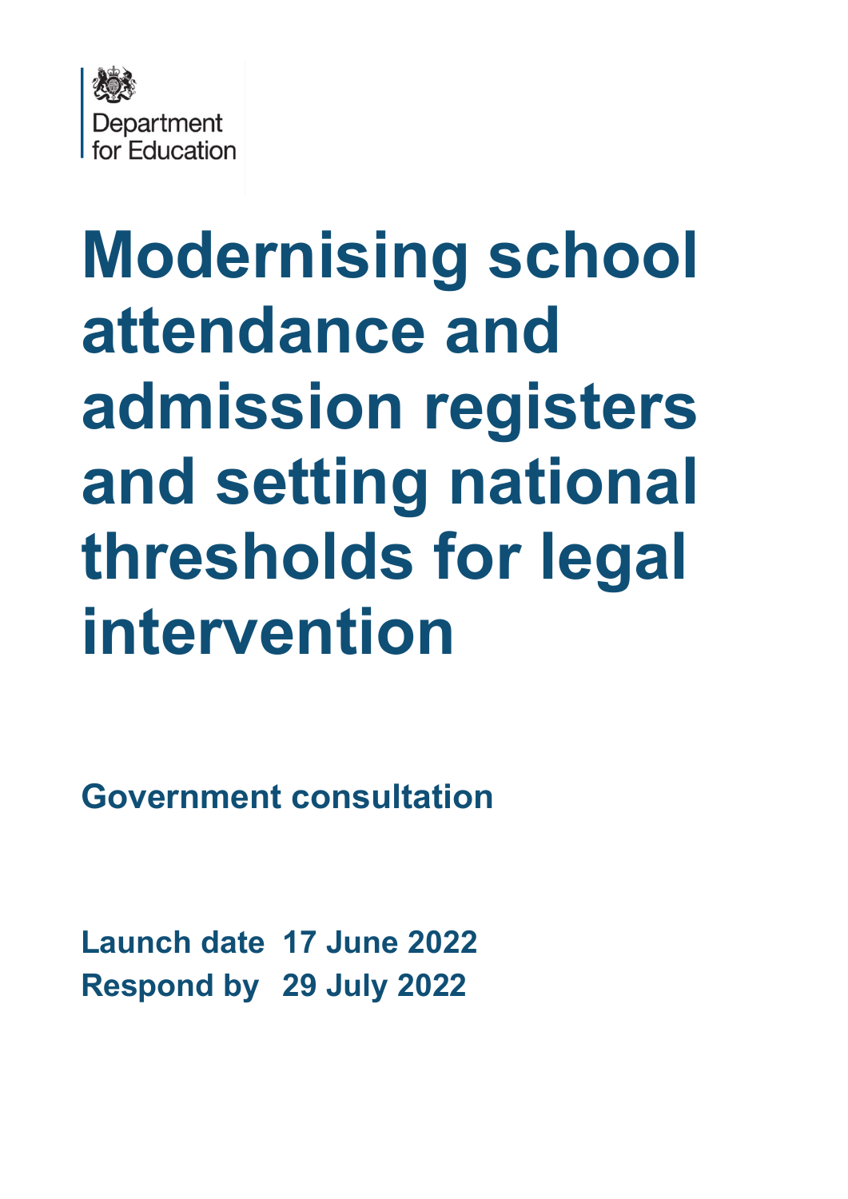Department for Education

# Modernising school attendance and admission registers and setting national thresholds for legal intervention

**Government consultation**

**Launch date** 17 June 2022
**Respond by** 29 July 2022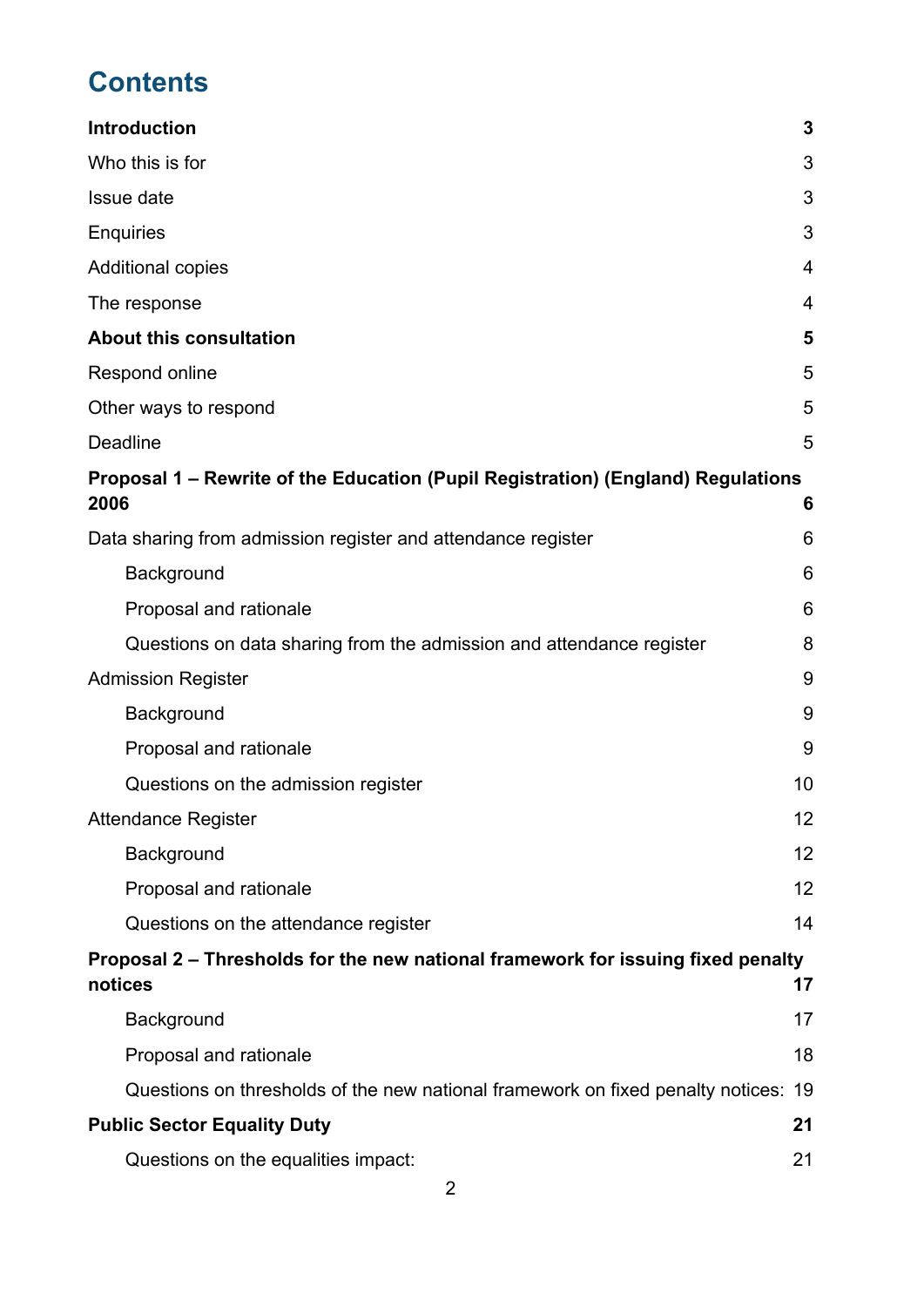# Contents

| | |
|---|---|
| **Introduction** | **3** |
| Who this is for | 3 |
| Issue date | 3 |
| Enquiries | 3 |
| Additional copies | 4 |
| The response | 4 |
| **About this consultation** | **5** |
| Respond online | 5 |
| Other ways to respond | 5 |
| Deadline | 5 |
| **Proposal 1 – Rewrite of the Education (Pupil Registration) (England) Regulations 2006** | **6** |
| Data sharing from admission register and attendance register | 6 |
| Background | 6 |
| Proposal and rationale | 6 |
| Questions on data sharing from the admission and attendance register | 8 |
| Admission Register | 9 |
| Background | 9 |
| Proposal and rationale | 9 |
| Questions on the admission register | 10 |
| Attendance Register | 12 |
| Background | 12 |
| Proposal and rationale | 12 |
| Questions on the attendance register | 14 |
| **Proposal 2 – Thresholds for the new national framework for issuing fixed penalty notices** | **17** |
| Background | 17 |
| Proposal and rationale | 18 |
| Questions on thresholds of the new national framework on fixed penalty notices: | 19 |
| **Public Sector Equality Duty** | **21** |
| Questions on the equalities impact: | 21 |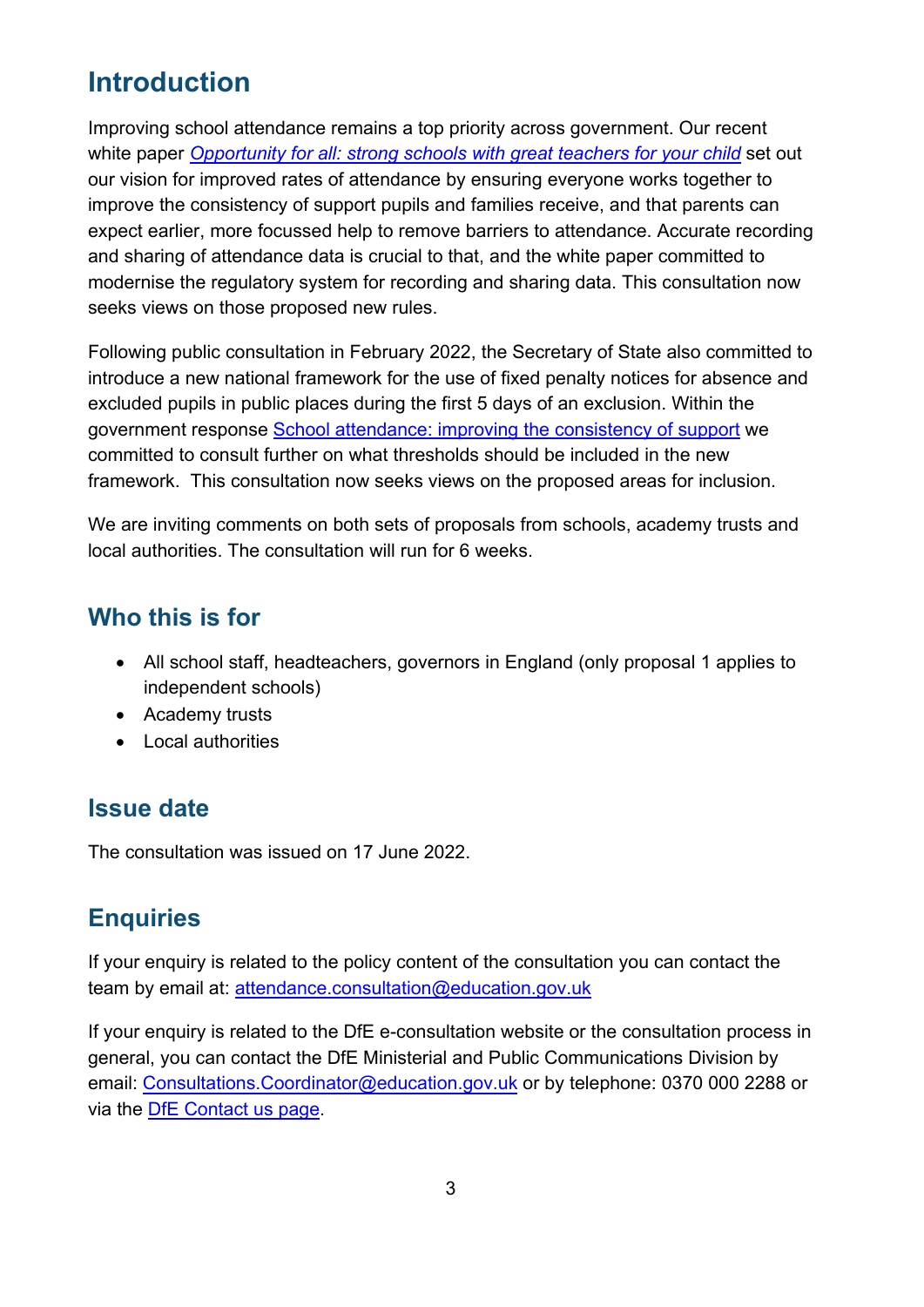# Introduction

Improving school attendance remains a top priority across government. Our recent white paper [*Opportunity for all: strong schools with great teachers for your child*]() set out our vision for improved rates of attendance by ensuring everyone works together to improve the consistency of support pupils and families receive, and that parents can expect earlier, more focussed help to remove barriers to attendance. Accurate recording and sharing of attendance data is crucial to that, and the white paper committed to modernise the regulatory system for recording and sharing data. This consultation now seeks views on those proposed new rules.

Following public consultation in February 2022, the Secretary of State also committed to introduce a new national framework for the use of fixed penalty notices for absence and excluded pupils in public places during the first 5 days of an exclusion. Within the government response [School attendance: improving the consistency of support]() we committed to consult further on what thresholds should be included in the new framework. This consultation now seeks views on the proposed areas for inclusion.

We are inviting comments on both sets of proposals from schools, academy trusts and local authorities. The consultation will run for 6 weeks.

## Who this is for

- All school staff, headteachers, governors in England (only proposal 1 applies to independent schools)
- Academy trusts
- Local authorities

## Issue date

The consultation was issued on 17 June 2022.

## Enquiries

If your enquiry is related to the policy content of the consultation you can contact the team by email at: [attendance.consultation@education.gov.uk](mailto:attendance.consultation@education.gov.uk)

If your enquiry is related to the DfE e-consultation website or the consultation process in general, you can contact the DfE Ministerial and Public Communications Division by email: [Consultations.Coordinator@education.gov.uk](mailto:Consultations.Coordinator@education.gov.uk) or by telephone: 0370 000 2288 or via the [DfE Contact us page]().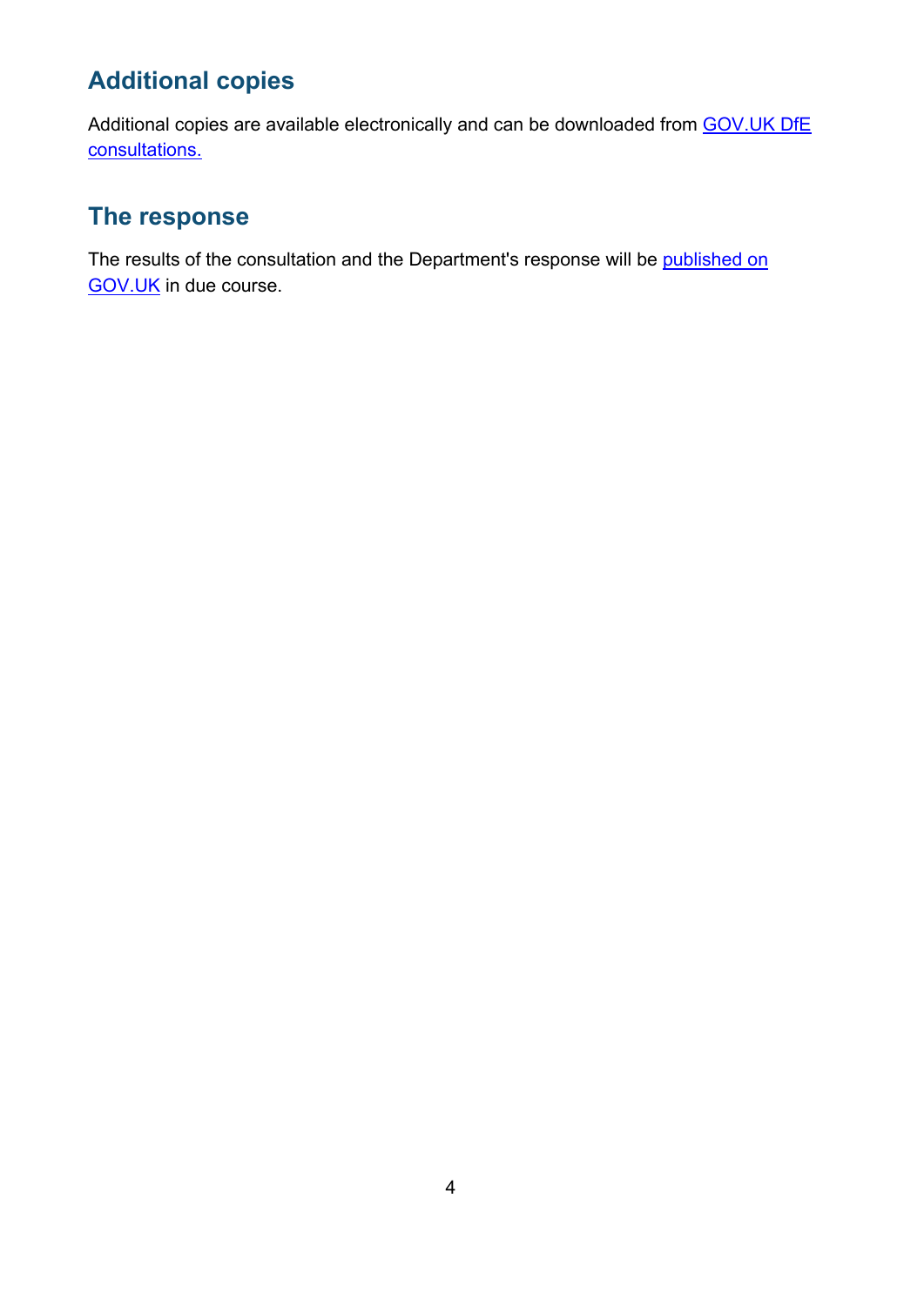## Additional copies

Additional copies are available electronically and can be downloaded from GOV.UK DfE consultations.

## The response

The results of the consultation and the Department's response will be published on GOV.UK in due course.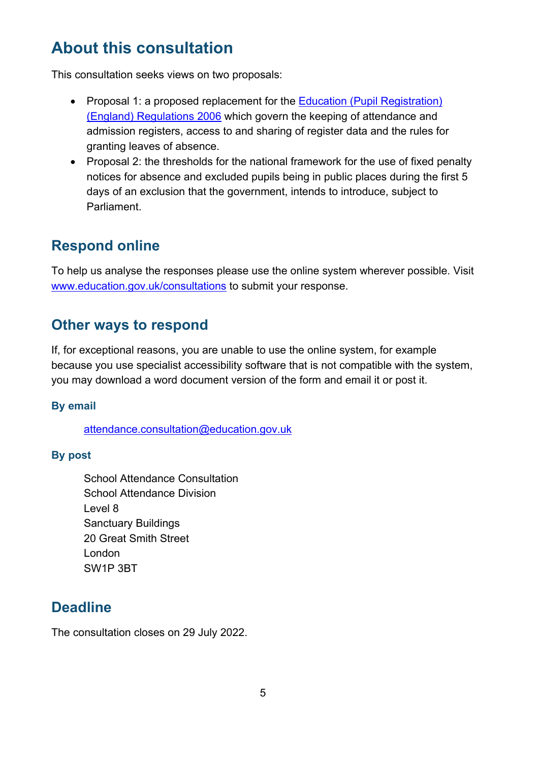# About this consultation

This consultation seeks views on two proposals:

- Proposal 1: a proposed replacement for the [Education (Pupil Registration) (England) Regulations 2006](#) which govern the keeping of attendance and admission registers, access to and sharing of register data and the rules for granting leaves of absence.
- Proposal 2: the thresholds for the national framework for the use of fixed penalty notices for absence and excluded pupils being in public places during the first 5 days of an exclusion that the government, intends to introduce, subject to Parliament.

## Respond online

To help us analyse the responses please use the online system wherever possible. Visit [www.education.gov.uk/consultations](www.education.gov.uk/consultations) to submit your response.

## Other ways to respond

If, for exceptional reasons, you are unable to use the online system, for example because you use specialist accessibility software that is not compatible with the system, you may download a word document version of the form and email it or post it.

### By email

[attendance.consultation@education.gov.uk](mailto:attendance.consultation@education.gov.uk)

### By post

School Attendance Consultation  
School Attendance Division  
Level 8  
Sanctuary Buildings  
20 Great Smith Street  
London  
SW1P 3BT

## Deadline

The consultation closes on 29 July 2022.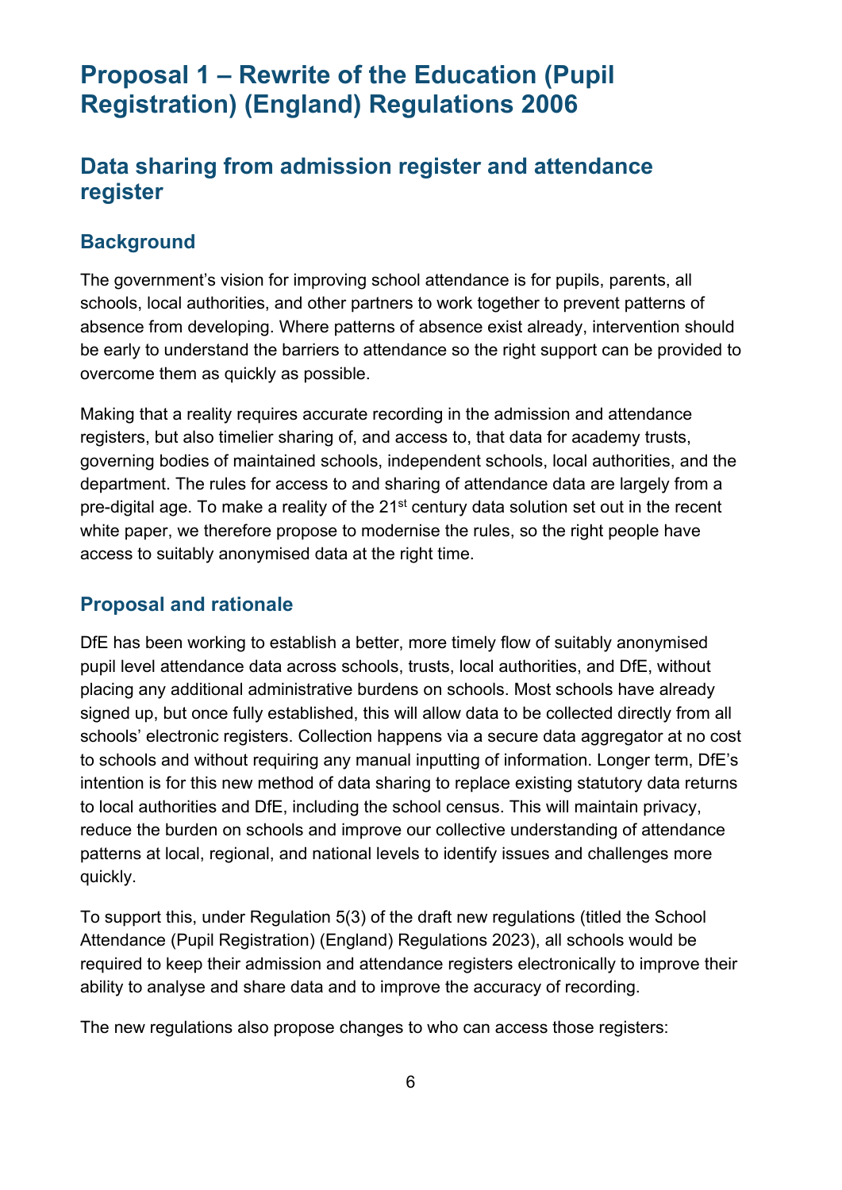# Proposal 1 – Rewrite of the Education (Pupil Registration) (England) Regulations 2006

## Data sharing from admission register and attendance register

### Background

The government's vision for improving school attendance is for pupils, parents, all schools, local authorities, and other partners to work together to prevent patterns of absence from developing. Where patterns of absence exist already, intervention should be early to understand the barriers to attendance so the right support can be provided to overcome them as quickly as possible.

Making that a reality requires accurate recording in the admission and attendance registers, but also timelier sharing of, and access to, that data for academy trusts, governing bodies of maintained schools, independent schools, local authorities, and the department. The rules for access to and sharing of attendance data are largely from a pre-digital age. To make a reality of the 21st century data solution set out in the recent white paper, we therefore propose to modernise the rules, so the right people have access to suitably anonymised data at the right time.

### Proposal and rationale

DfE has been working to establish a better, more timely flow of suitably anonymised pupil level attendance data across schools, trusts, local authorities, and DfE, without placing any additional administrative burdens on schools. Most schools have already signed up, but once fully established, this will allow data to be collected directly from all schools' electronic registers. Collection happens via a secure data aggregator at no cost to schools and without requiring any manual inputting of information. Longer term, DfE's intention is for this new method of data sharing to replace existing statutory data returns to local authorities and DfE, including the school census. This will maintain privacy, reduce the burden on schools and improve our collective understanding of attendance patterns at local, regional, and national levels to identify issues and challenges more quickly.

To support this, under Regulation 5(3) of the draft new regulations (titled the School Attendance (Pupil Registration) (England) Regulations 2023), all schools would be required to keep their admission and attendance registers electronically to improve their ability to analyse and share data and to improve the accuracy of recording.

The new regulations also propose changes to who can access those registers: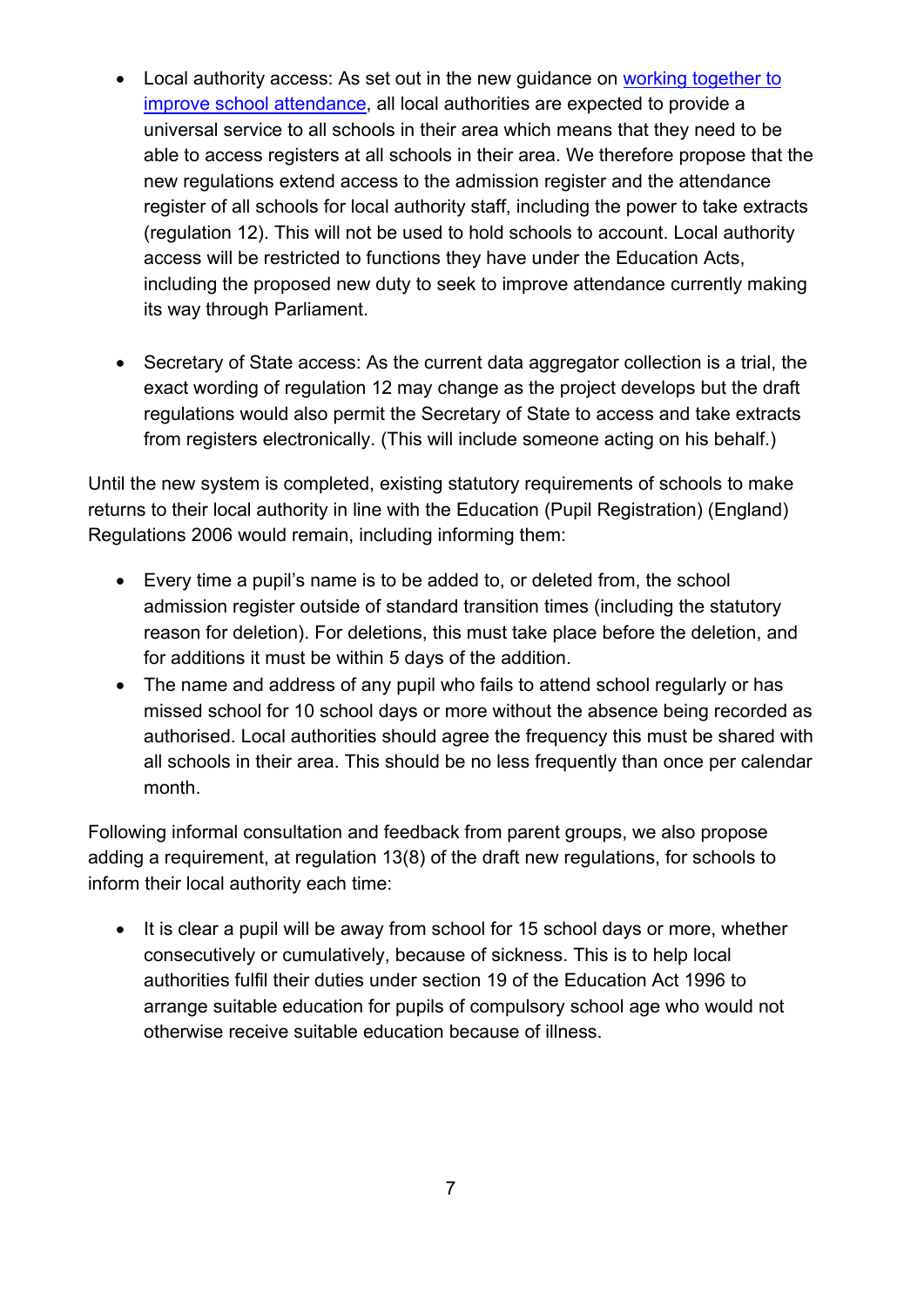- Local authority access: As set out in the new guidance on [working together to improve school attendance](), all local authorities are expected to provide a universal service to all schools in their area which means that they need to be able to access registers at all schools in their area. We therefore propose that the new regulations extend access to the admission register and the attendance register of all schools for local authority staff, including the power to take extracts (regulation 12). This will not be used to hold schools to account. Local authority access will be restricted to functions they have under the Education Acts, including the proposed new duty to seek to improve attendance currently making its way through Parliament.

- Secretary of State access: As the current data aggregator collection is a trial, the exact wording of regulation 12 may change as the project develops but the draft regulations would also permit the Secretary of State to access and take extracts from registers electronically. (This will include someone acting on his behalf.)

Until the new system is completed, existing statutory requirements of schools to make returns to their local authority in line with the Education (Pupil Registration) (England) Regulations 2006 would remain, including informing them:

- Every time a pupil's name is to be added to, or deleted from, the school admission register outside of standard transition times (including the statutory reason for deletion). For deletions, this must take place before the deletion, and for additions it must be within 5 days of the addition.
- The name and address of any pupil who fails to attend school regularly or has missed school for 10 school days or more without the absence being recorded as authorised. Local authorities should agree the frequency this must be shared with all schools in their area. This should be no less frequently than once per calendar month.

Following informal consultation and feedback from parent groups, we also propose adding a requirement, at regulation 13(8) of the draft new regulations, for schools to inform their local authority each time:

- It is clear a pupil will be away from school for 15 school days or more, whether consecutively or cumulatively, because of sickness. This is to help local authorities fulfil their duties under section 19 of the Education Act 1996 to arrange suitable education for pupils of compulsory school age who would not otherwise receive suitable education because of illness.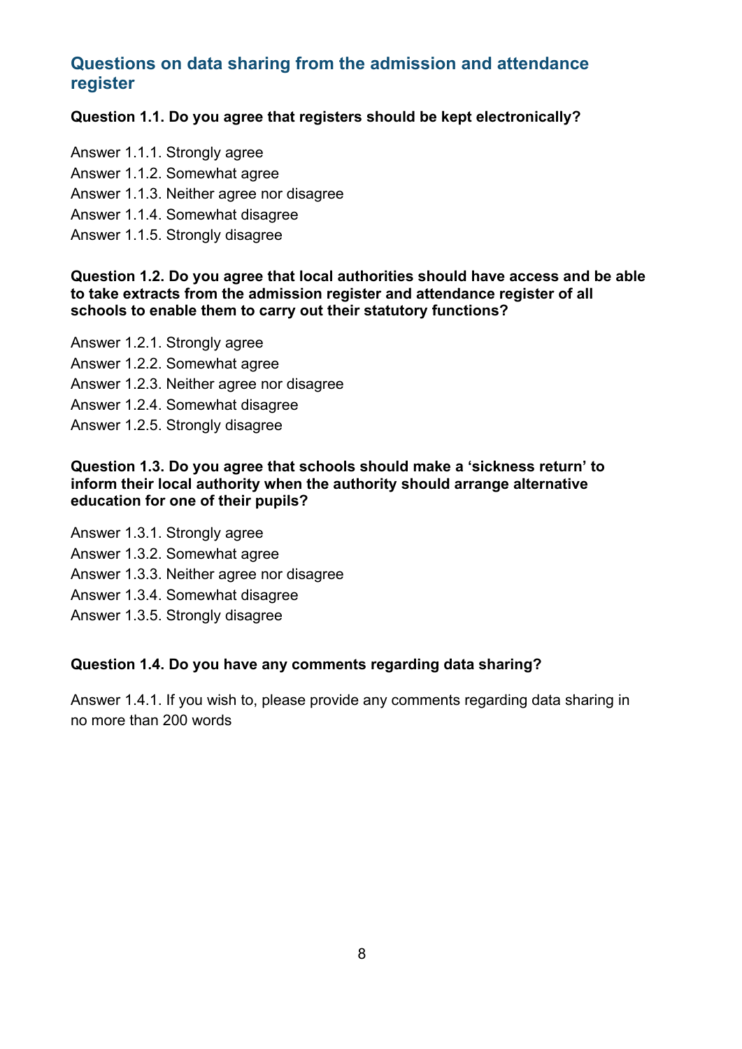## Questions on data sharing from the admission and attendance register

**Question 1.1. Do you agree that registers should be kept electronically?**

Answer 1.1.1. Strongly agree
Answer 1.1.2. Somewhat agree
Answer 1.1.3. Neither agree nor disagree
Answer 1.1.4. Somewhat disagree
Answer 1.1.5. Strongly disagree

**Question 1.2. Do you agree that local authorities should have access and be able to take extracts from the admission register and attendance register of all schools to enable them to carry out their statutory functions?**

Answer 1.2.1. Strongly agree
Answer 1.2.2. Somewhat agree
Answer 1.2.3. Neither agree nor disagree
Answer 1.2.4. Somewhat disagree
Answer 1.2.5. Strongly disagree

**Question 1.3. Do you agree that schools should make a 'sickness return' to inform their local authority when the authority should arrange alternative education for one of their pupils?**

Answer 1.3.1. Strongly agree
Answer 1.3.2. Somewhat agree
Answer 1.3.3. Neither agree nor disagree
Answer 1.3.4. Somewhat disagree
Answer 1.3.5. Strongly disagree

**Question 1.4. Do you have any comments regarding data sharing?**

Answer 1.4.1. If you wish to, please provide any comments regarding data sharing in no more than 200 words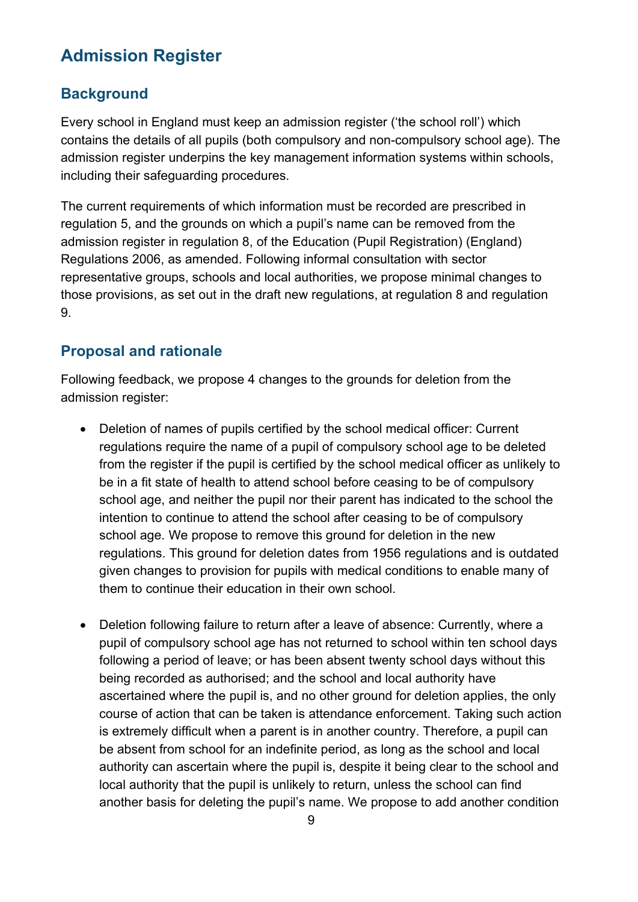## Admission Register

### Background

Every school in England must keep an admission register ('the school roll') which contains the details of all pupils (both compulsory and non-compulsory school age). The admission register underpins the key management information systems within schools, including their safeguarding procedures.

The current requirements of which information must be recorded are prescribed in regulation 5, and the grounds on which a pupil's name can be removed from the admission register in regulation 8, of the Education (Pupil Registration) (England) Regulations 2006, as amended. Following informal consultation with sector representative groups, schools and local authorities, we propose minimal changes to those provisions, as set out in the draft new regulations, at regulation 8 and regulation 9.

### Proposal and rationale

Following feedback, we propose 4 changes to the grounds for deletion from the admission register:

- Deletion of names of pupils certified by the school medical officer: Current regulations require the name of a pupil of compulsory school age to be deleted from the register if the pupil is certified by the school medical officer as unlikely to be in a fit state of health to attend school before ceasing to be of compulsory school age, and neither the pupil nor their parent has indicated to the school the intention to continue to attend the school after ceasing to be of compulsory school age. We propose to remove this ground for deletion in the new regulations. This ground for deletion dates from 1956 regulations and is outdated given changes to provision for pupils with medical conditions to enable many of them to continue their education in their own school.

- Deletion following failure to return after a leave of absence: Currently, where a pupil of compulsory school age has not returned to school within ten school days following a period of leave; or has been absent twenty school days without this being recorded as authorised; and the school and local authority have ascertained where the pupil is, and no other ground for deletion applies, the only course of action that can be taken is attendance enforcement. Taking such action is extremely difficult when a parent is in another country. Therefore, a pupil can be absent from school for an indefinite period, as long as the school and local authority can ascertain where the pupil is, despite it being clear to the school and local authority that the pupil is unlikely to return, unless the school can find another basis for deleting the pupil's name. We propose to add another condition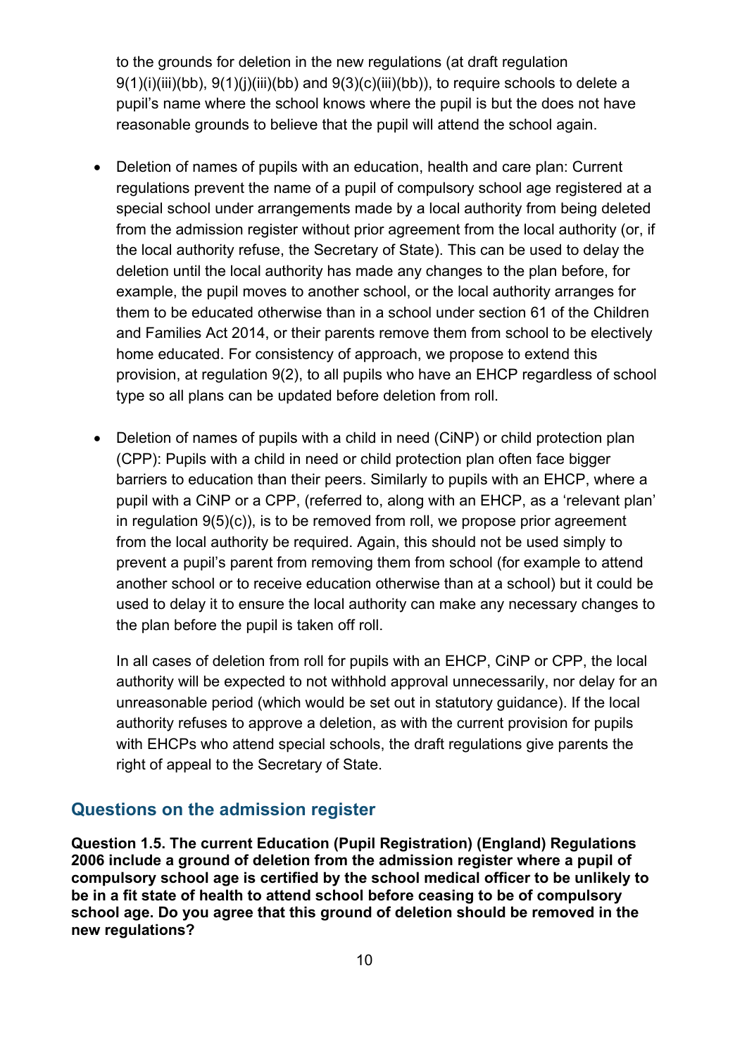to the grounds for deletion in the new regulations (at draft regulation 9(1)(i)(iii)(bb), 9(1)(j)(iii)(bb) and 9(3)(c)(iii)(bb)), to require schools to delete a pupil's name where the school knows where the pupil is but the does not have reasonable grounds to believe that the pupil will attend the school again.

- Deletion of names of pupils with an education, health and care plan: Current regulations prevent the name of a pupil of compulsory school age registered at a special school under arrangements made by a local authority from being deleted from the admission register without prior agreement from the local authority (or, if the local authority refuse, the Secretary of State). This can be used to delay the deletion until the local authority has made any changes to the plan before, for example, the pupil moves to another school, or the local authority arranges for them to be educated otherwise than in a school under section 61 of the Children and Families Act 2014, or their parents remove them from school to be electively home educated. For consistency of approach, we propose to extend this provision, at regulation 9(2), to all pupils who have an EHCP regardless of school type so all plans can be updated before deletion from roll.

- Deletion of names of pupils with a child in need (CiNP) or child protection plan (CPP): Pupils with a child in need or child protection plan often face bigger barriers to education than their peers. Similarly to pupils with an EHCP, where a pupil with a CiNP or a CPP, (referred to, along with an EHCP, as a 'relevant plan' in regulation 9(5)(c)), is to be removed from roll, we propose prior agreement from the local authority be required. Again, this should not be used simply to prevent a pupil's parent from removing them from school (for example to attend another school or to receive education otherwise than at a school) but it could be used to delay it to ensure the local authority can make any necessary changes to the plan before the pupil is taken off roll.

  In all cases of deletion from roll for pupils with an EHCP, CiNP or CPP, the local authority will be expected to not withhold approval unnecessarily, nor delay for an unreasonable period (which would be set out in statutory guidance). If the local authority refuses to approve a deletion, as with the current provision for pupils with EHCPs who attend special schools, the draft regulations give parents the right of appeal to the Secretary of State.

## Questions on the admission register

**Question 1.5. The current Education (Pupil Registration) (England) Regulations 2006 include a ground of deletion from the admission register where a pupil of compulsory school age is certified by the school medical officer to be unlikely to be in a fit state of health to attend school before ceasing to be of compulsory school age. Do you agree that this ground of deletion should be removed in the new regulations?**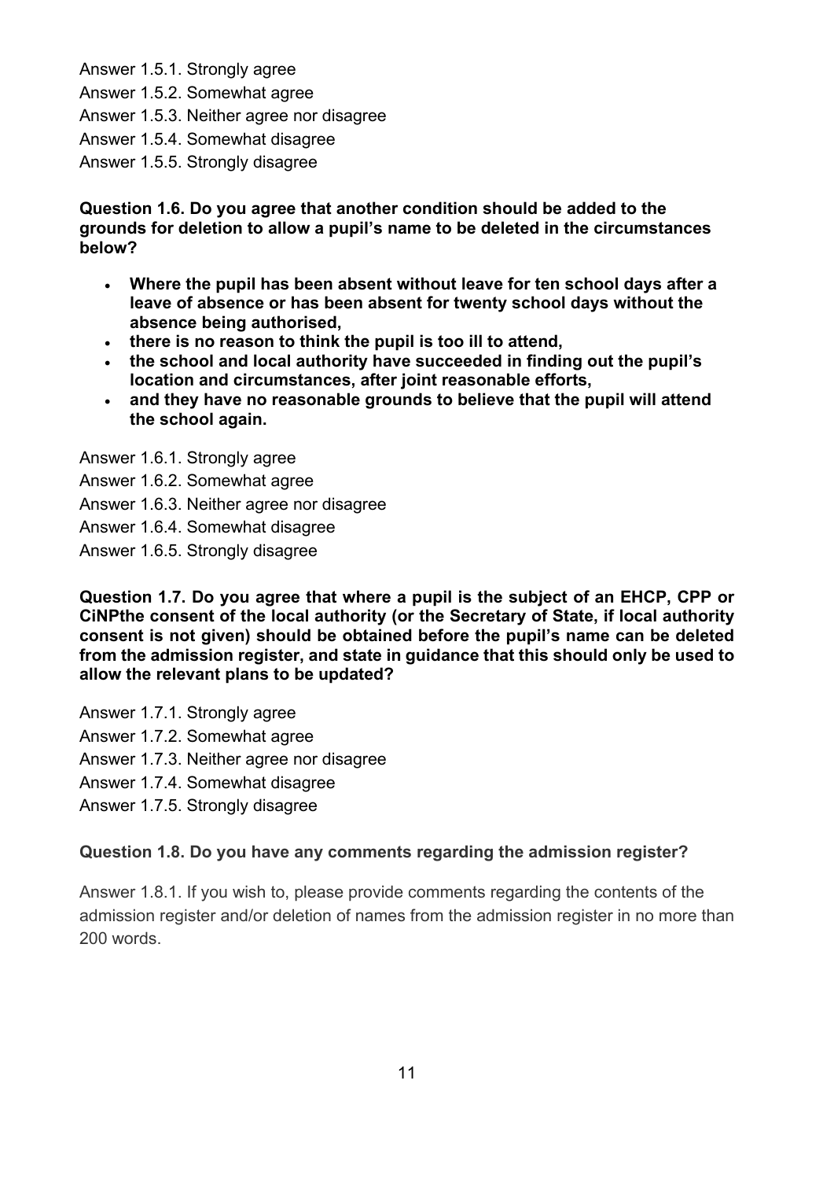Answer 1.5.1. Strongly agree

Answer 1.5.2. Somewhat agree

Answer 1.5.3. Neither agree nor disagree

Answer 1.5.4. Somewhat disagree

Answer 1.5.5. Strongly disagree

**Question 1.6. Do you agree that another condition should be added to the grounds for deletion to allow a pupil's name to be deleted in the circumstances below?**

- **Where the pupil has been absent without leave for ten school days after a leave of absence or has been absent for twenty school days without the absence being authorised,**
- **there is no reason to think the pupil is too ill to attend,**
- **the school and local authority have succeeded in finding out the pupil's location and circumstances, after joint reasonable efforts,**
- **and they have no reasonable grounds to believe that the pupil will attend the school again.**

Answer 1.6.1. Strongly agree

Answer 1.6.2. Somewhat agree

Answer 1.6.3. Neither agree nor disagree

Answer 1.6.4. Somewhat disagree

Answer 1.6.5. Strongly disagree

**Question 1.7. Do you agree that where a pupil is the subject of an EHCP, CPP or CiNPthe consent of the local authority (or the Secretary of State, if local authority consent is not given) should be obtained before the pupil's name can be deleted from the admission register, and state in guidance that this should only be used to allow the relevant plans to be updated?**

Answer 1.7.1. Strongly agree

Answer 1.7.2. Somewhat agree

Answer 1.7.3. Neither agree nor disagree

Answer 1.7.4. Somewhat disagree

Answer 1.7.5. Strongly disagree

**Question 1.8. Do you have any comments regarding the admission register?**

Answer 1.8.1. If you wish to, please provide comments regarding the contents of the admission register and/or deletion of names from the admission register in no more than 200 words.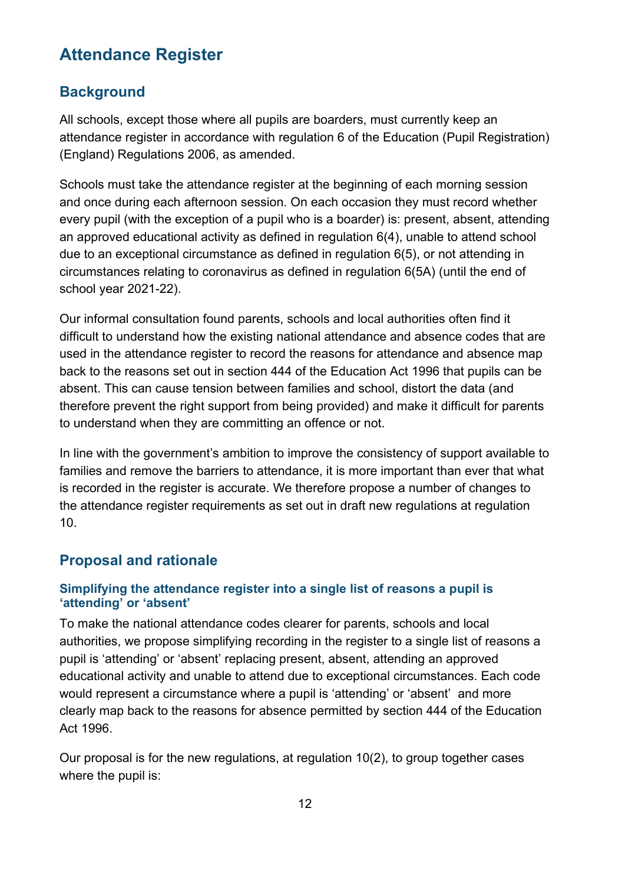# Attendance Register

## Background

All schools, except those where all pupils are boarders, must currently keep an attendance register in accordance with regulation 6 of the Education (Pupil Registration) (England) Regulations 2006, as amended.

Schools must take the attendance register at the beginning of each morning session and once during each afternoon session. On each occasion they must record whether every pupil (with the exception of a pupil who is a boarder) is: present, absent, attending an approved educational activity as defined in regulation 6(4), unable to attend school due to an exceptional circumstance as defined in regulation 6(5), or not attending in circumstances relating to coronavirus as defined in regulation 6(5A) (until the end of school year 2021-22).

Our informal consultation found parents, schools and local authorities often find it difficult to understand how the existing national attendance and absence codes that are used in the attendance register to record the reasons for attendance and absence map back to the reasons set out in section 444 of the Education Act 1996 that pupils can be absent. This can cause tension between families and school, distort the data (and therefore prevent the right support from being provided) and make it difficult for parents to understand when they are committing an offence or not.

In line with the government's ambition to improve the consistency of support available to families and remove the barriers to attendance, it is more important than ever that what is recorded in the register is accurate. We therefore propose a number of changes to the attendance register requirements as set out in draft new regulations at regulation 10.

## Proposal and rationale

### Simplifying the attendance register into a single list of reasons a pupil is 'attending' or 'absent'

To make the national attendance codes clearer for parents, schools and local authorities, we propose simplifying recording in the register to a single list of reasons a pupil is 'attending' or 'absent' replacing present, absent, attending an approved educational activity and unable to attend due to exceptional circumstances. Each code would represent a circumstance where a pupil is 'attending' or 'absent' and more clearly map back to the reasons for absence permitted by section 444 of the Education Act 1996.

Our proposal is for the new regulations, at regulation 10(2), to group together cases where the pupil is: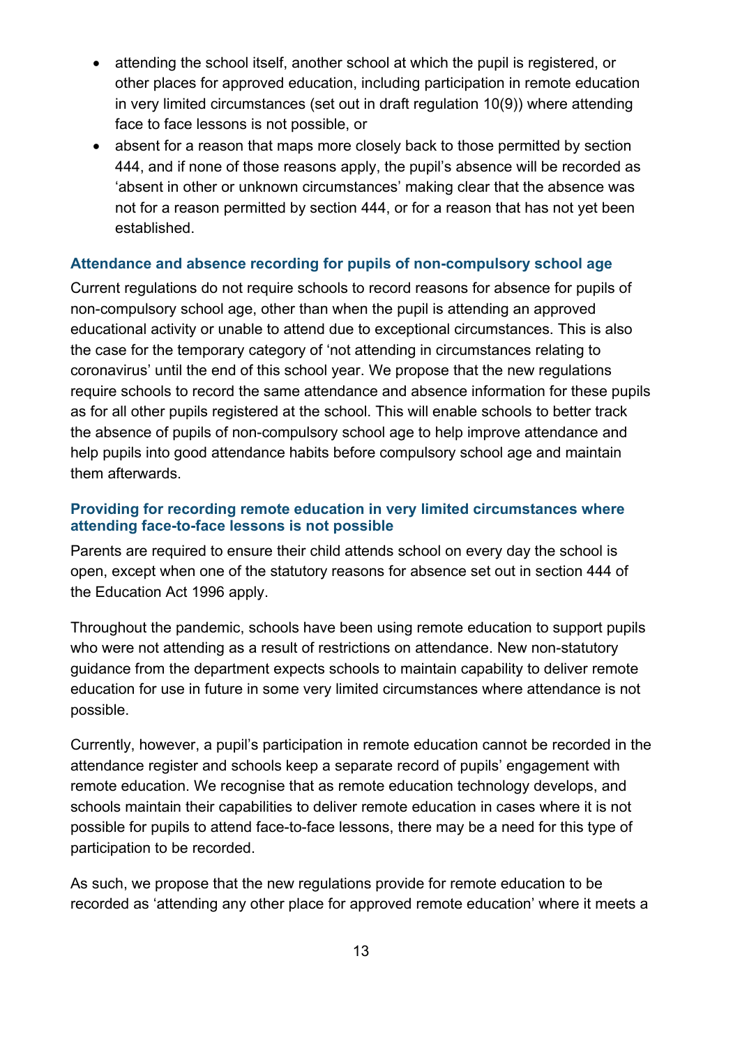- attending the school itself, another school at which the pupil is registered, or other places for approved education, including participation in remote education in very limited circumstances (set out in draft regulation 10(9)) where attending face to face lessons is not possible, or
- absent for a reason that maps more closely back to those permitted by section 444, and if none of those reasons apply, the pupil's absence will be recorded as 'absent in other or unknown circumstances' making clear that the absence was not for a reason permitted by section 444, or for a reason that has not yet been established.

### Attendance and absence recording for pupils of non-compulsory school age

Current regulations do not require schools to record reasons for absence for pupils of non-compulsory school age, other than when the pupil is attending an approved educational activity or unable to attend due to exceptional circumstances. This is also the case for the temporary category of 'not attending in circumstances relating to coronavirus' until the end of this school year. We propose that the new regulations require schools to record the same attendance and absence information for these pupils as for all other pupils registered at the school. This will enable schools to better track the absence of pupils of non-compulsory school age to help improve attendance and help pupils into good attendance habits before compulsory school age and maintain them afterwards.

### Providing for recording remote education in very limited circumstances where attending face-to-face lessons is not possible

Parents are required to ensure their child attends school on every day the school is open, except when one of the statutory reasons for absence set out in section 444 of the Education Act 1996 apply.

Throughout the pandemic, schools have been using remote education to support pupils who were not attending as a result of restrictions on attendance. New non-statutory guidance from the department expects schools to maintain capability to deliver remote education for use in future in some very limited circumstances where attendance is not possible.

Currently, however, a pupil's participation in remote education cannot be recorded in the attendance register and schools keep a separate record of pupils' engagement with remote education. We recognise that as remote education technology develops, and schools maintain their capabilities to deliver remote education in cases where it is not possible for pupils to attend face-to-face lessons, there may be a need for this type of participation to be recorded.

As such, we propose that the new regulations provide for remote education to be recorded as 'attending any other place for approved remote education' where it meets a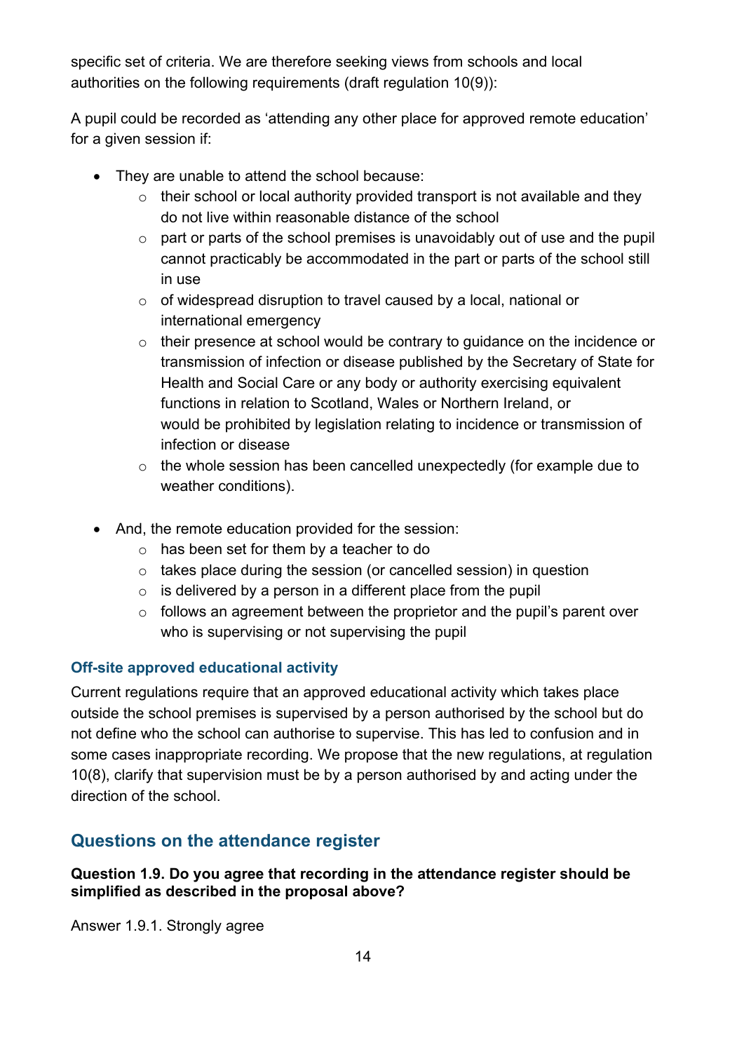specific set of criteria. We are therefore seeking views from schools and local authorities on the following requirements (draft regulation 10(9)):

A pupil could be recorded as 'attending any other place for approved remote education' for a given session if:

- They are unable to attend the school because:
  - their school or local authority provided transport is not available and they do not live within reasonable distance of the school
  - part or parts of the school premises is unavoidably out of use and the pupil cannot practicably be accommodated in the part or parts of the school still in use
  - of widespread disruption to travel caused by a local, national or international emergency
  - their presence at school would be contrary to guidance on the incidence or transmission of infection or disease published by the Secretary of State for Health and Social Care or any body or authority exercising equivalent functions in relation to Scotland, Wales or Northern Ireland, or would be prohibited by legislation relating to incidence or transmission of infection or disease
  - the whole session has been cancelled unexpectedly (for example due to weather conditions).

- And, the remote education provided for the session:
  - has been set for them by a teacher to do
  - takes place during the session (or cancelled session) in question
  - is delivered by a person in a different place from the pupil
  - follows an agreement between the proprietor and the pupil's parent over who is supervising or not supervising the pupil

### Off-site approved educational activity

Current regulations require that an approved educational activity which takes place outside the school premises is supervised by a person authorised by the school but do not define who the school can authorise to supervise. This has led to confusion and in some cases inappropriate recording. We propose that the new regulations, at regulation 10(8), clarify that supervision must be by a person authorised by and acting under the direction of the school.

## Questions on the attendance register

**Question 1.9. Do you agree that recording in the attendance register should be simplified as described in the proposal above?**

Answer 1.9.1. Strongly agree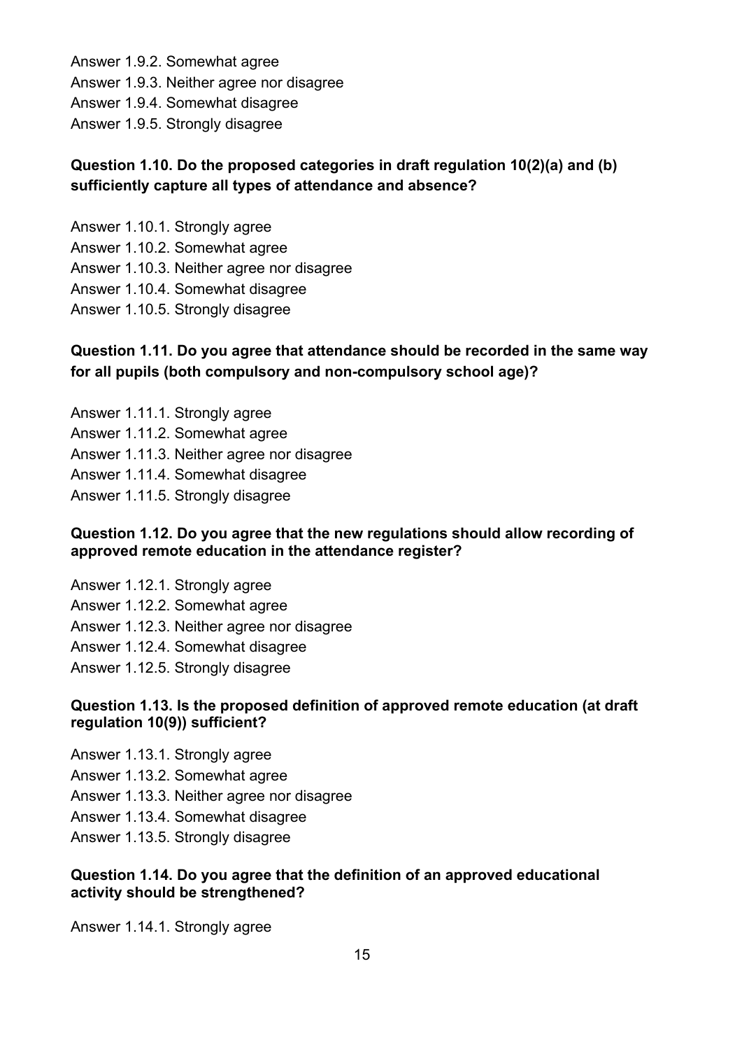Answer 1.9.2. Somewhat agree
Answer 1.9.3. Neither agree nor disagree
Answer 1.9.4. Somewhat disagree
Answer 1.9.5. Strongly disagree

**Question 1.10. Do the proposed categories in draft regulation 10(2)(a) and (b) sufficiently capture all types of attendance and absence?**

Answer 1.10.1. Strongly agree
Answer 1.10.2. Somewhat agree
Answer 1.10.3. Neither agree nor disagree
Answer 1.10.4. Somewhat disagree
Answer 1.10.5. Strongly disagree

**Question 1.11. Do you agree that attendance should be recorded in the same way for all pupils (both compulsory and non-compulsory school age)?**

Answer 1.11.1. Strongly agree
Answer 1.11.2. Somewhat agree
Answer 1.11.3. Neither agree nor disagree
Answer 1.11.4. Somewhat disagree
Answer 1.11.5. Strongly disagree

**Question 1.12. Do you agree that the new regulations should allow recording of approved remote education in the attendance register?**

Answer 1.12.1. Strongly agree
Answer 1.12.2. Somewhat agree
Answer 1.12.3. Neither agree nor disagree
Answer 1.12.4. Somewhat disagree
Answer 1.12.5. Strongly disagree

**Question 1.13. Is the proposed definition of approved remote education (at draft regulation 10(9)) sufficient?**

Answer 1.13.1. Strongly agree
Answer 1.13.2. Somewhat agree
Answer 1.13.3. Neither agree nor disagree
Answer 1.13.4. Somewhat disagree
Answer 1.13.5. Strongly disagree

**Question 1.14. Do you agree that the definition of an approved educational activity should be strengthened?**

Answer 1.14.1. Strongly agree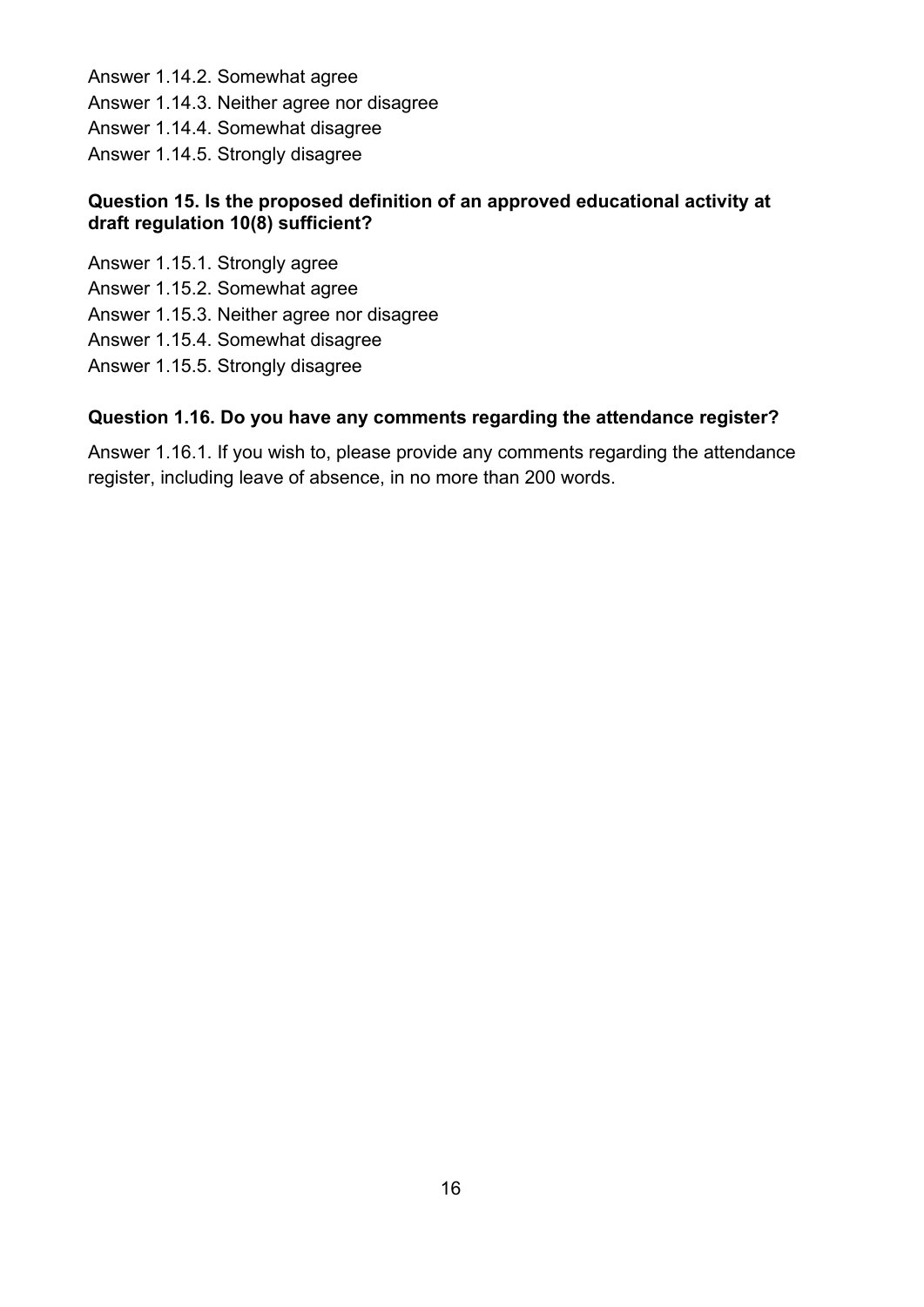Answer 1.14.2. Somewhat agree

Answer 1.14.3. Neither agree nor disagree

Answer 1.14.4. Somewhat disagree

Answer 1.14.5. Strongly disagree

**Question 15. Is the proposed definition of an approved educational activity at draft regulation 10(8) sufficient?**

Answer 1.15.1. Strongly agree

Answer 1.15.2. Somewhat agree

Answer 1.15.3. Neither agree nor disagree

Answer 1.15.4. Somewhat disagree

Answer 1.15.5. Strongly disagree

**Question 1.16. Do you have any comments regarding the attendance register?**

Answer 1.16.1. If you wish to, please provide any comments regarding the attendance register, including leave of absence, in no more than 200 words.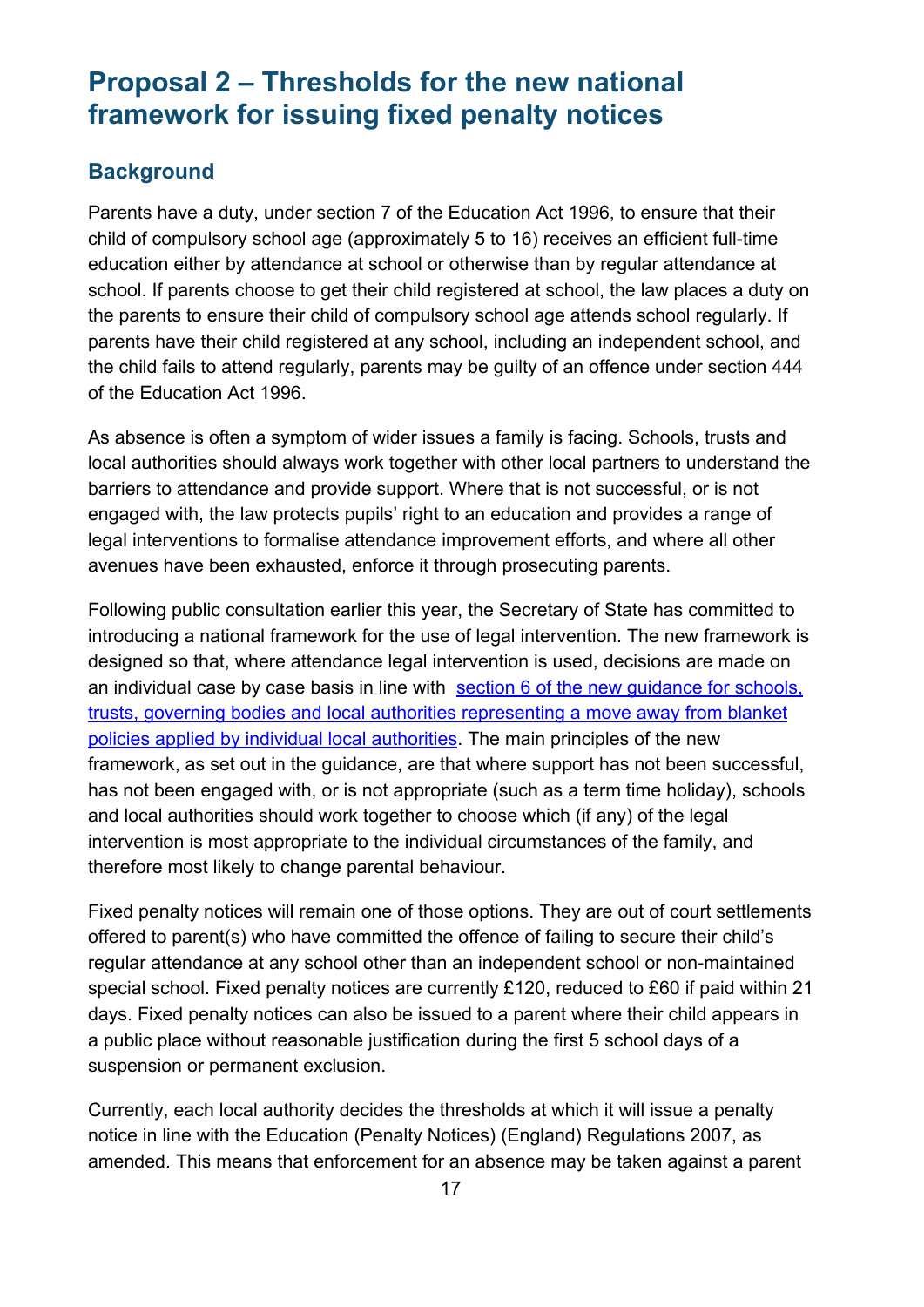# Proposal 2 – Thresholds for the new national framework for issuing fixed penalty notices

## Background

Parents have a duty, under section 7 of the Education Act 1996, to ensure that their child of compulsory school age (approximately 5 to 16) receives an efficient full-time education either by attendance at school or otherwise than by regular attendance at school. If parents choose to get their child registered at school, the law places a duty on the parents to ensure their child of compulsory school age attends school regularly. If parents have their child registered at any school, including an independent school, and the child fails to attend regularly, parents may be guilty of an offence under section 444 of the Education Act 1996.

As absence is often a symptom of wider issues a family is facing. Schools, trusts and local authorities should always work together with other local partners to understand the barriers to attendance and provide support. Where that is not successful, or is not engaged with, the law protects pupils' right to an education and provides a range of legal interventions to formalise attendance improvement efforts, and where all other avenues have been exhausted, enforce it through prosecuting parents.

Following public consultation earlier this year, the Secretary of State has committed to introducing a national framework for the use of legal intervention. The new framework is designed so that, where attendance legal intervention is used, decisions are made on an individual case by case basis in line with [section 6 of the new guidance for schools, trusts, governing bodies and local authorities representing a move away from blanket policies applied by individual local authorities](). The main principles of the new framework, as set out in the guidance, are that where support has not been successful, has not been engaged with, or is not appropriate (such as a term time holiday), schools and local authorities should work together to choose which (if any) of the legal intervention is most appropriate to the individual circumstances of the family, and therefore most likely to change parental behaviour.

Fixed penalty notices will remain one of those options. They are out of court settlements offered to parent(s) who have committed the offence of failing to secure their child's regular attendance at any school other than an independent school or non-maintained special school. Fixed penalty notices are currently £120, reduced to £60 if paid within 21 days. Fixed penalty notices can also be issued to a parent where their child appears in a public place without reasonable justification during the first 5 school days of a suspension or permanent exclusion.

Currently, each local authority decides the thresholds at which it will issue a penalty notice in line with the Education (Penalty Notices) (England) Regulations 2007, as amended. This means that enforcement for an absence may be taken against a parent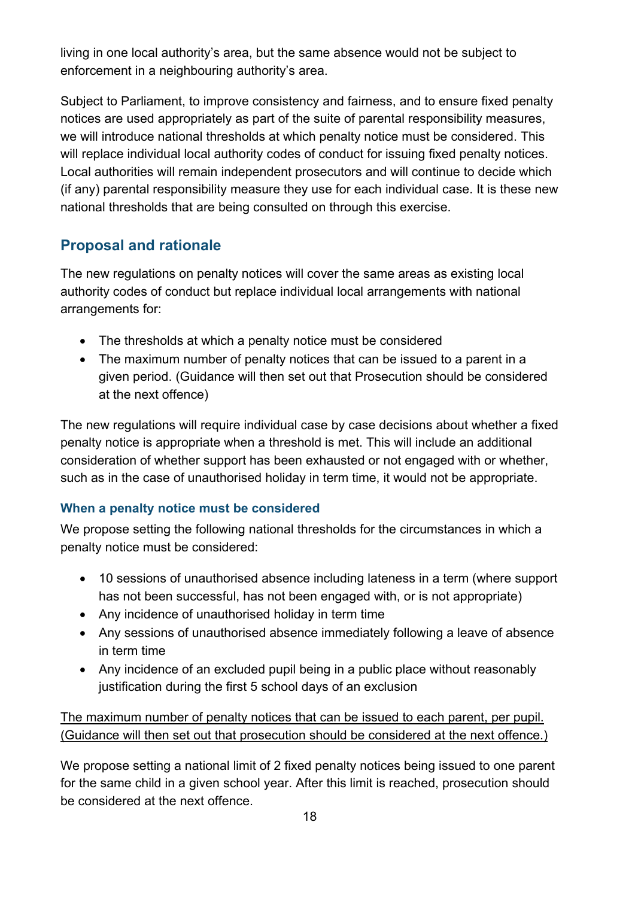living in one local authority's area, but the same absence would not be subject to enforcement in a neighbouring authority's area.

Subject to Parliament, to improve consistency and fairness, and to ensure fixed penalty notices are used appropriately as part of the suite of parental responsibility measures, we will introduce national thresholds at which penalty notice must be considered. This will replace individual local authority codes of conduct for issuing fixed penalty notices. Local authorities will remain independent prosecutors and will continue to decide which (if any) parental responsibility measure they use for each individual case. It is these new national thresholds that are being consulted on through this exercise.

## Proposal and rationale

The new regulations on penalty notices will cover the same areas as existing local authority codes of conduct but replace individual local arrangements with national arrangements for:

- The thresholds at which a penalty notice must be considered
- The maximum number of penalty notices that can be issued to a parent in a given period. (Guidance will then set out that Prosecution should be considered at the next offence)

The new regulations will require individual case by case decisions about whether a fixed penalty notice is appropriate when a threshold is met. This will include an additional consideration of whether support has been exhausted or not engaged with or whether, such as in the case of unauthorised holiday in term time, it would not be appropriate.

### When a penalty notice must be considered

We propose setting the following national thresholds for the circumstances in which a penalty notice must be considered:

- 10 sessions of unauthorised absence including lateness in a term (where support has not been successful, has not been engaged with, or is not appropriate)
- Any incidence of unauthorised holiday in term time
- Any sessions of unauthorised absence immediately following a leave of absence in term time
- Any incidence of an excluded pupil being in a public place without reasonably justification during the first 5 school days of an exclusion

<u>The maximum number of penalty notices that can be issued to each parent, per pupil. (Guidance will then set out that prosecution should be considered at the next offence.)</u>

We propose setting a national limit of 2 fixed penalty notices being issued to one parent for the same child in a given school year. After this limit is reached, prosecution should be considered at the next offence.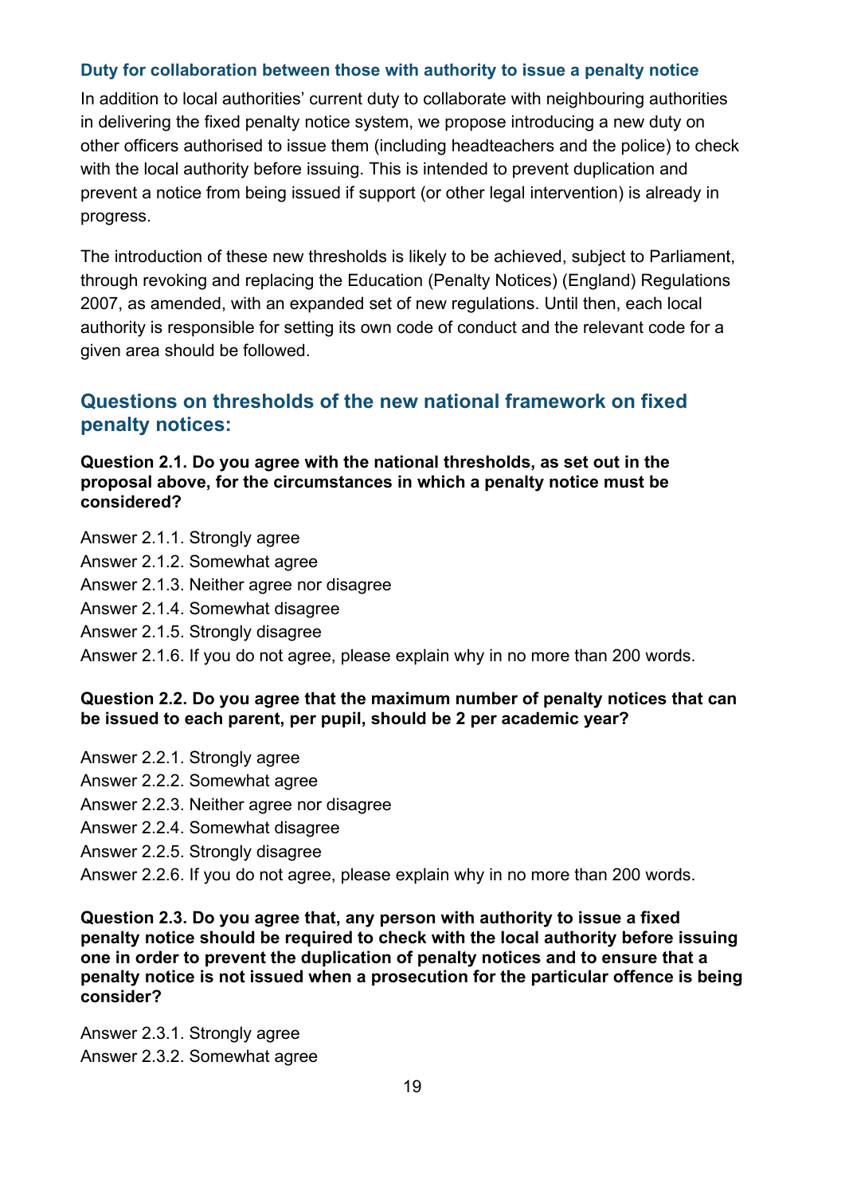### Duty for collaboration between those with authority to issue a penalty notice

In addition to local authorities' current duty to collaborate with neighbouring authorities in delivering the fixed penalty notice system, we propose introducing a new duty on other officers authorised to issue them (including headteachers and the police) to check with the local authority before issuing. This is intended to prevent duplication and prevent a notice from being issued if support (or other legal intervention) is already in progress.

The introduction of these new thresholds is likely to be achieved, subject to Parliament, through revoking and replacing the Education (Penalty Notices) (England) Regulations 2007, as amended, with an expanded set of new regulations. Until then, each local authority is responsible for setting its own code of conduct and the relevant code for a given area should be followed.

## Questions on thresholds of the new national framework on fixed penalty notices:

**Question 2.1. Do you agree with the national thresholds, as set out in the proposal above, for the circumstances in which a penalty notice must be considered?**

Answer 2.1.1. Strongly agree
Answer 2.1.2. Somewhat agree
Answer 2.1.3. Neither agree nor disagree
Answer 2.1.4. Somewhat disagree
Answer 2.1.5. Strongly disagree
Answer 2.1.6. If you do not agree, please explain why in no more than 200 words.

**Question 2.2. Do you agree that the maximum number of penalty notices that can be issued to each parent, per pupil, should be 2 per academic year?**

Answer 2.2.1. Strongly agree
Answer 2.2.2. Somewhat agree
Answer 2.2.3. Neither agree nor disagree
Answer 2.2.4. Somewhat disagree
Answer 2.2.5. Strongly disagree
Answer 2.2.6. If you do not agree, please explain why in no more than 200 words.

**Question 2.3. Do you agree that, any person with authority to issue a fixed penalty notice should be required to check with the local authority before issuing one in order to prevent the duplication of penalty notices and to ensure that a penalty notice is not issued when a prosecution for the particular offence is being consider?**

Answer 2.3.1. Strongly agree
Answer 2.3.2. Somewhat agree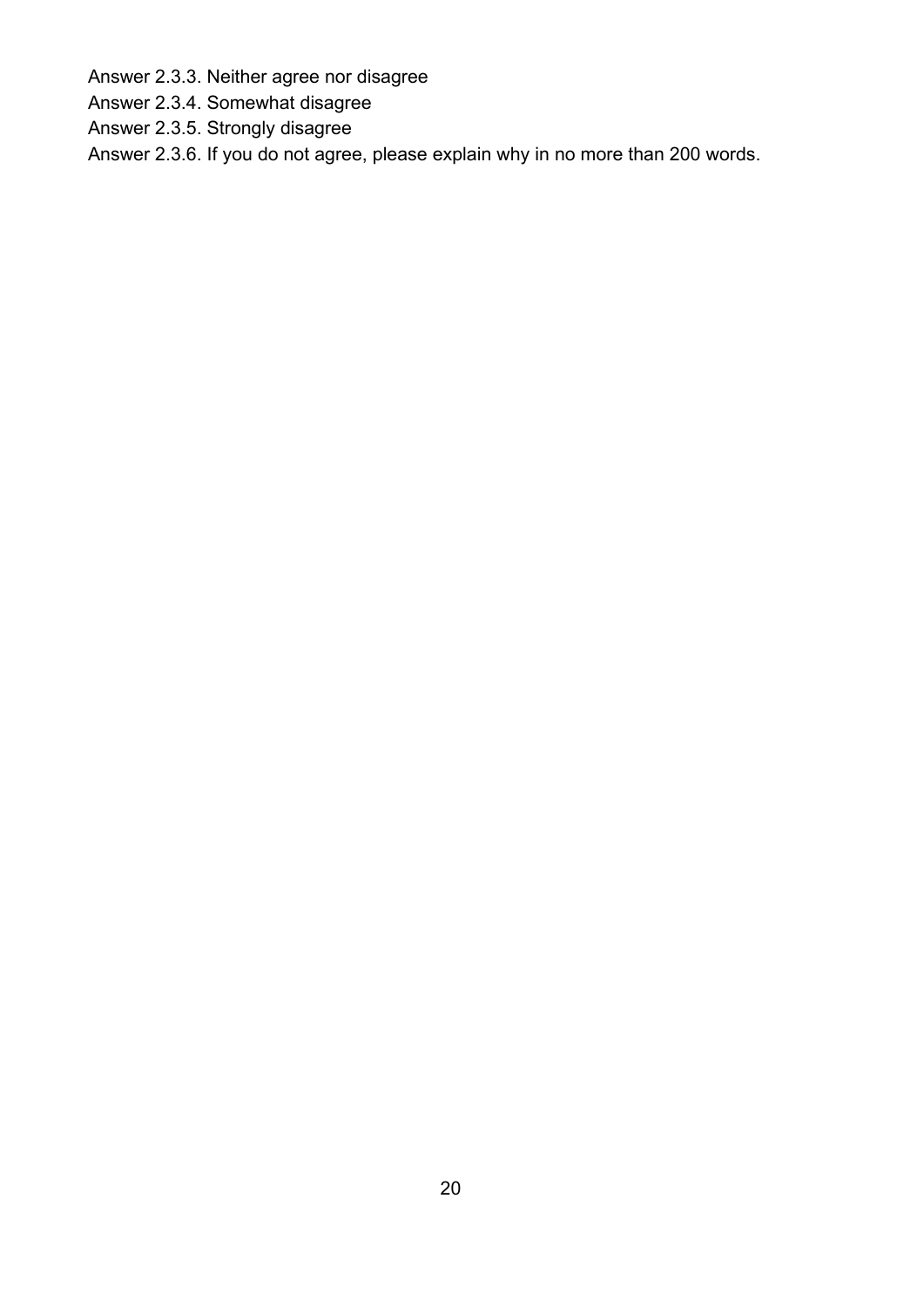Answer 2.3.3. Neither agree nor disagree

Answer 2.3.4. Somewhat disagree

Answer 2.3.5. Strongly disagree

Answer 2.3.6. If you do not agree, please explain why in no more than 200 words.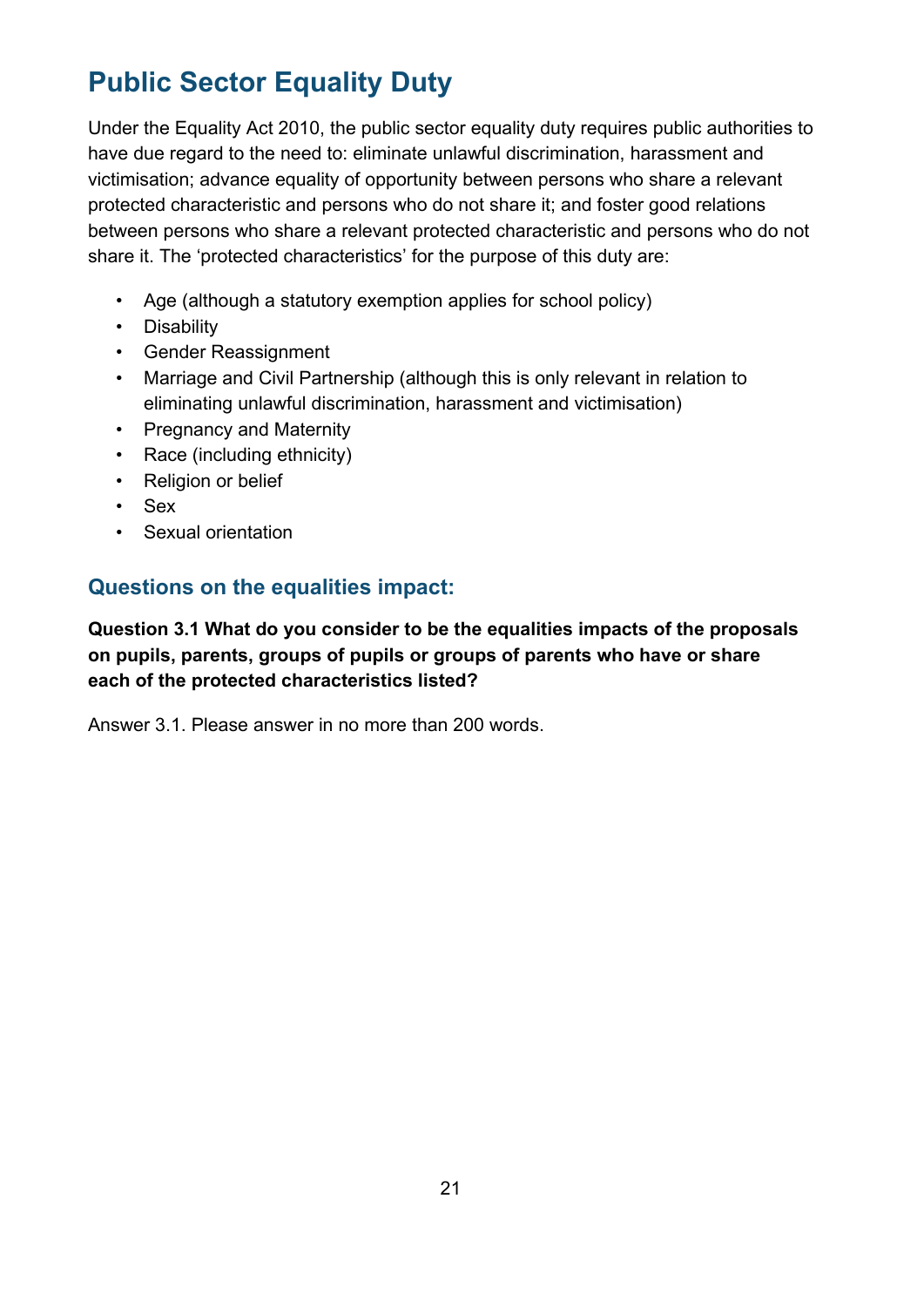# Public Sector Equality Duty

Under the Equality Act 2010, the public sector equality duty requires public authorities to have due regard to the need to: eliminate unlawful discrimination, harassment and victimisation; advance equality of opportunity between persons who share a relevant protected characteristic and persons who do not share it; and foster good relations between persons who share a relevant protected characteristic and persons who do not share it. The 'protected characteristics' for the purpose of this duty are:

- Age (although a statutory exemption applies for school policy)
- Disability
- Gender Reassignment
- Marriage and Civil Partnership (although this is only relevant in relation to eliminating unlawful discrimination, harassment and victimisation)
- Pregnancy and Maternity
- Race (including ethnicity)
- Religion or belief
- Sex
- Sexual orientation

## Questions on the equalities impact:

**Question 3.1 What do you consider to be the equalities impacts of the proposals on pupils, parents, groups of pupils or groups of parents who have or share each of the protected characteristics listed?**

Answer 3.1. Please answer in no more than 200 words.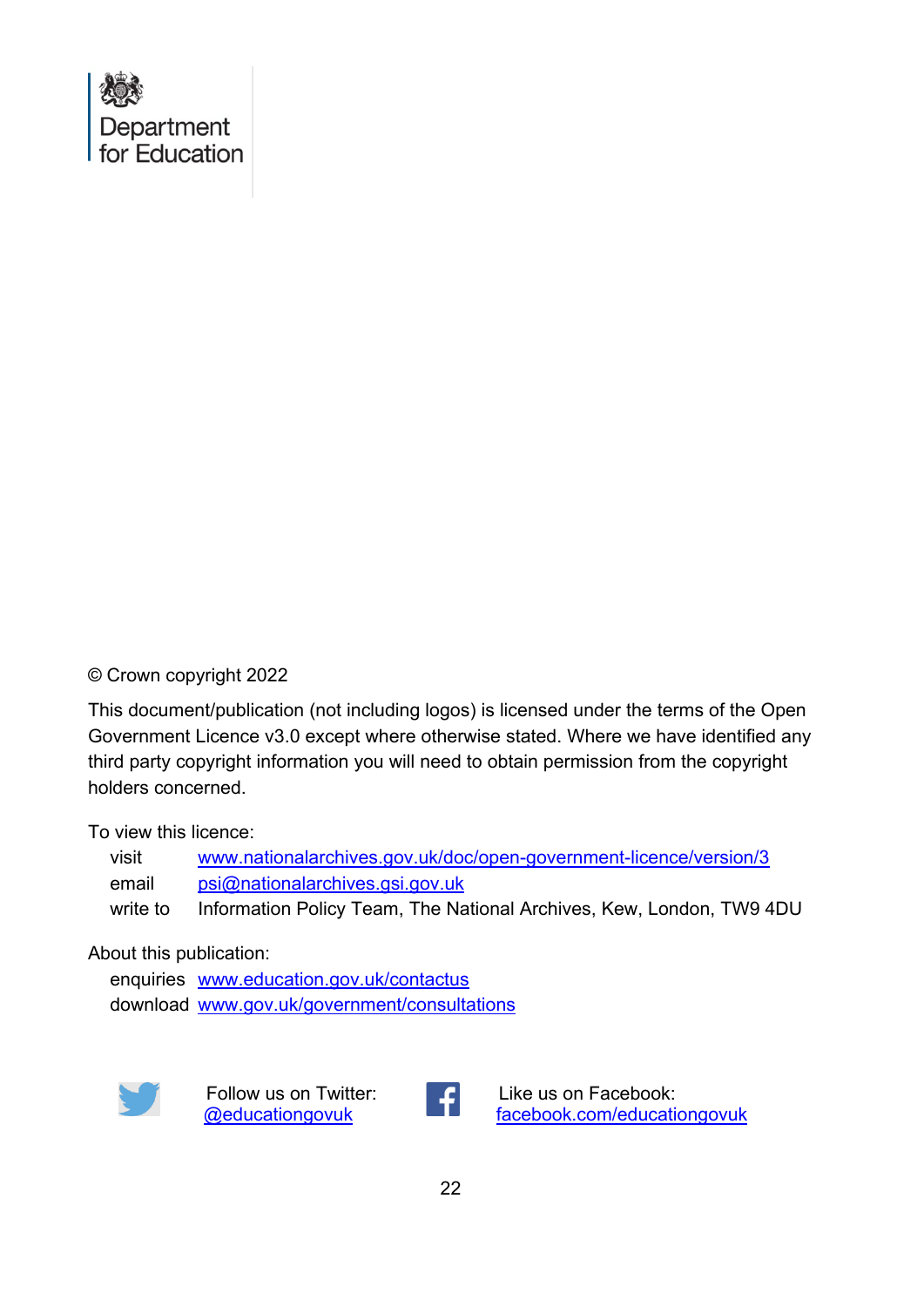Department for Education

© Crown copyright 2022

This document/publication (not including logos) is licensed under the terms of the Open Government Licence v3.0 except where otherwise stated. Where we have identified any third party copyright information you will need to obtain permission from the copyright holders concerned.

To view this licence:

visit www.nationalarchives.gov.uk/doc/open-government-licence/version/3
email psi@nationalarchives.gsi.gov.uk
write to Information Policy Team, The National Archives, Kew, London, TW9 4DU

About this publication:

enquiries www.education.gov.uk/contactus
download www.gov.uk/government/consultations

Follow us on Twitter: @educationgovuk

Like us on Facebook: facebook.com/educationgovuk